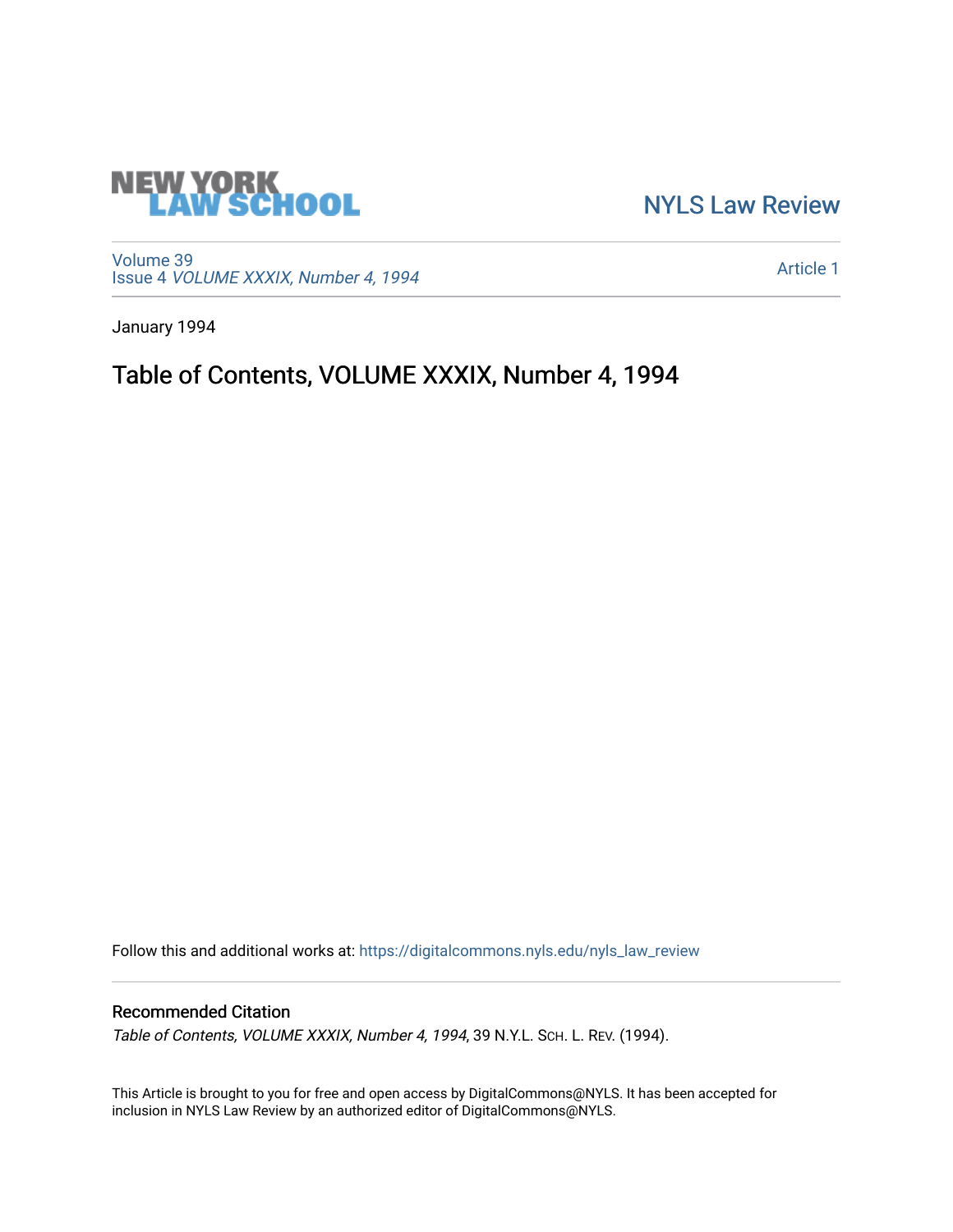NEW YORK LAW SCHOOL

NYLS Law Review

Volume 39
Issue 4 *VOLUME XXXIX, Number 4, 1994*

Article 1

January 1994

# Table of Contents, VOLUME XXXIX, Number 4, 1994

Follow this and additional works at: https://digitalcommons.nyls.edu/nyls_law_review

## Recommended Citation

*Table of Contents, VOLUME XXXIX, Number 4, 1994*, 39 N.Y.L. SCH. L. REV. (1994).

This Article is brought to you for free and open access by DigitalCommons@NYLS. It has been accepted for inclusion in NYLS Law Review by an authorized editor of DigitalCommons@NYLS.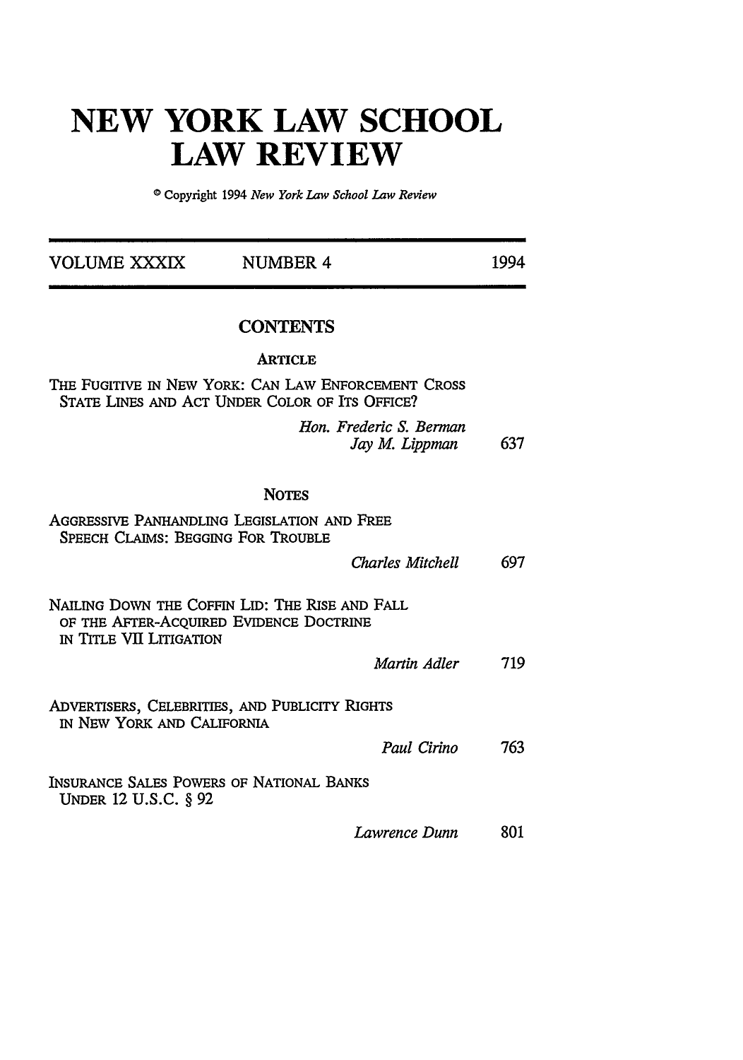# NEW YORK LAW SCHOOL LAW REVIEW

© Copyright 1994 *New York Law School Law Review*

| VOLUME XXXIX | NUMBER 4 | 1994 |
|---|---|---|

## CONTENTS

### ARTICLE

THE FUGITIVE IN NEW YORK: CAN LAW ENFORCEMENT CROSS STATE LINES AND ACT UNDER COLOR OF ITS OFFICE?

*Hon. Frederic S. Berman*
*Jay M. Lippman* 637

### NOTES

AGGRESSIVE PANHANDLING LEGISLATION AND FREE SPEECH CLAIMS: BEGGING FOR TROUBLE

*Charles Mitchell* 697

NAILING DOWN THE COFFIN LID: THE RISE AND FALL OF THE AFTER-ACQUIRED EVIDENCE DOCTRINE IN TITLE VII LITIGATION

*Martin Adler* 719

ADVERTISERS, CELEBRITIES, AND PUBLICITY RIGHTS IN NEW YORK AND CALIFORNIA

*Paul Cirino* 763

INSURANCE SALES POWERS OF NATIONAL BANKS UNDER 12 U.S.C. § 92

*Lawrence Dunn* 801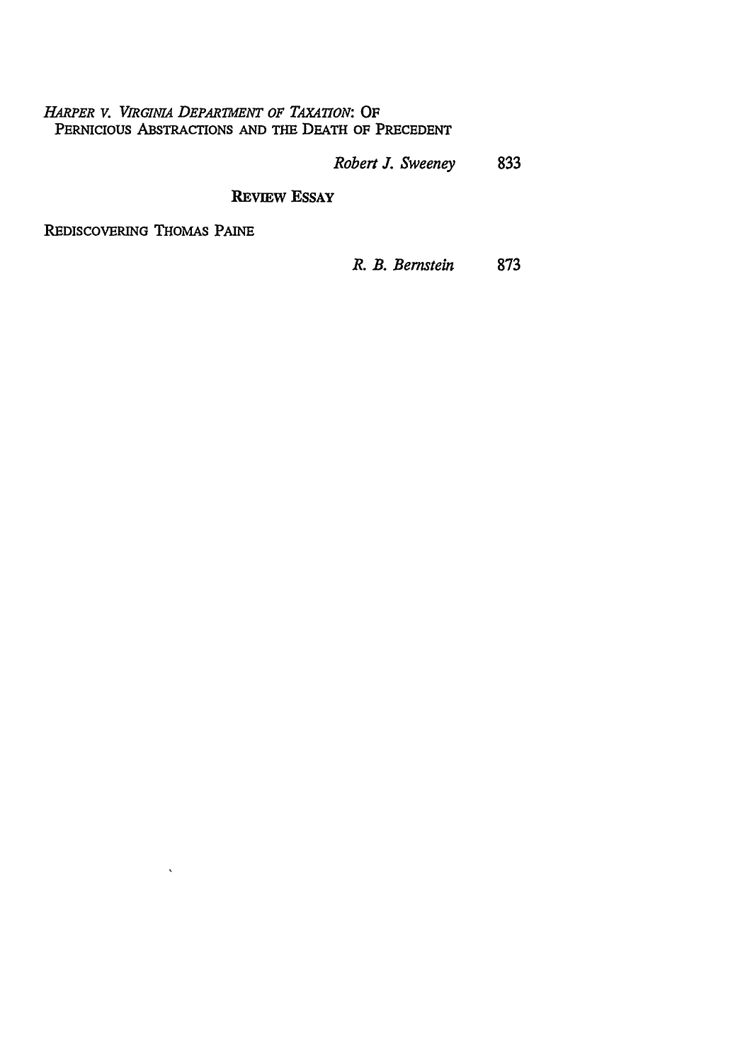*HARPER V. VIRGINIA DEPARTMENT OF TAXATION*: OF PERNICIOUS ABSTRACTIONS AND THE DEATH OF PRECEDENT

*Robert J. Sweeney* 833

## REVIEW ESSAY

REDISCOVERING THOMAS PAINE

*R. B. Bernstein* 873